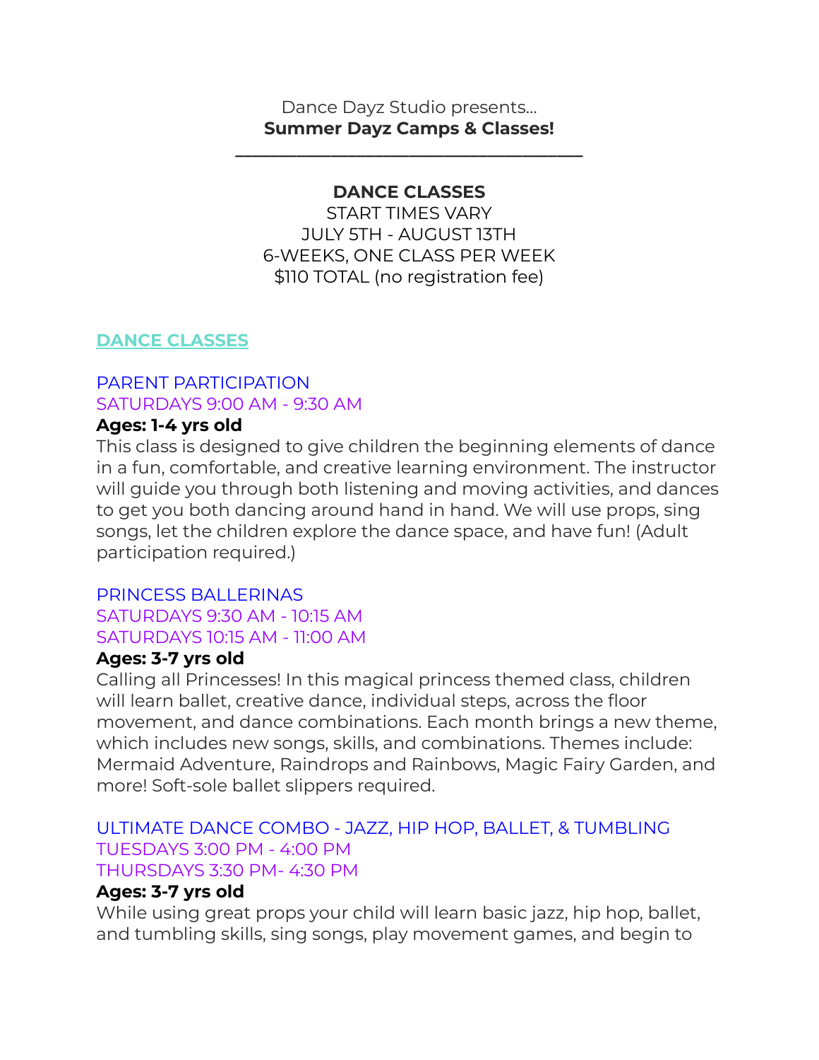Dance Dayz Studio presents…
**Summer Dayz Camps & Classes!**

---

**DANCE CLASSES**
START TIMES VARY
JULY 5TH - AUGUST 13TH
6-WEEKS, ONE CLASS PER WEEK
$110 TOTAL (no registration fee)

## DANCE CLASSES

### PARENT PARTICIPATION
SATURDAYS 9:00 AM - 9:30 AM

**Ages: 1-4 yrs old**

This class is designed to give children the beginning elements of dance in a fun, comfortable, and creative learning environment. The instructor will guide you through both listening and moving activities, and dances to get you both dancing around hand in hand. We will use props, sing songs, let the children explore the dance space, and have fun! (Adult participation required.)

### PRINCESS BALLERINAS
SATURDAYS 9:30 AM - 10:15 AM
SATURDAYS 10:15 AM - 11:00 AM

**Ages: 3-7 yrs old**

Calling all Princesses! In this magical princess themed class, children will learn ballet, creative dance, individual steps, across the floor movement, and dance combinations. Each month brings a new theme, which includes new songs, skills, and combinations. Themes include: Mermaid Adventure, Raindrops and Rainbows, Magic Fairy Garden, and more! Soft-sole ballet slippers required.

### ULTIMATE DANCE COMBO - JAZZ, HIP HOP, BALLET, & TUMBLING
TUESDAYS 3:00 PM - 4:00 PM
THURSDAYS 3:30 PM- 4:30 PM

**Ages: 3-7 yrs old**

While using great props your child will learn basic jazz, hip hop, ballet, and tumbling skills, sing songs, play movement games, and begin to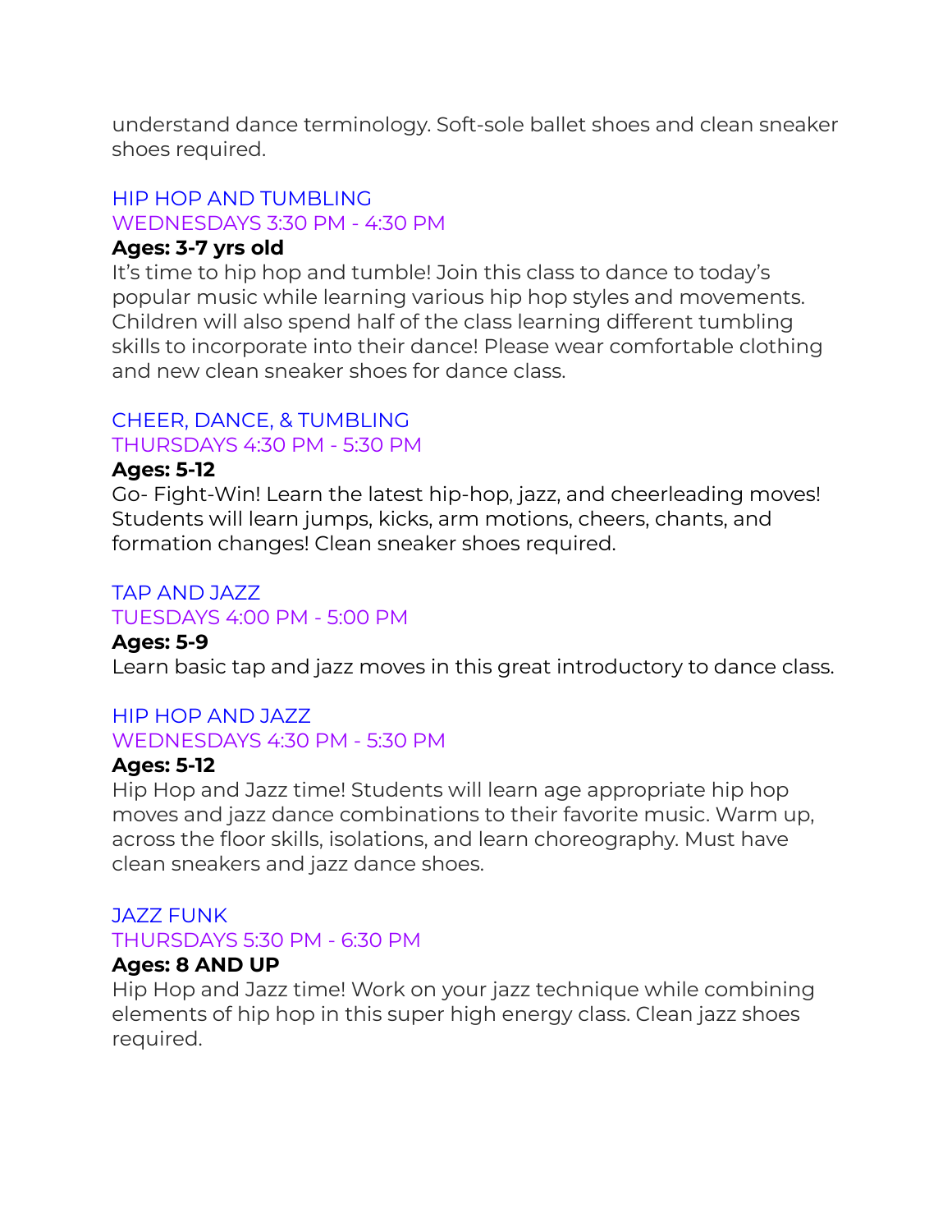understand dance terminology. Soft-sole ballet shoes and clean sneaker shoes required.

## HIP HOP AND TUMBLING

WEDNESDAYS 3:30 PM - 4:30 PM

**Ages: 3-7 yrs old**

It's time to hip hop and tumble! Join this class to dance to today's popular music while learning various hip hop styles and movements. Children will also spend half of the class learning different tumbling skills to incorporate into their dance! Please wear comfortable clothing and new clean sneaker shoes for dance class.

## CHEER, DANCE, & TUMBLING

THURSDAYS 4:30 PM - 5:30 PM

**Ages: 5-12**

Go- Fight-Win! Learn the latest hip-hop, jazz, and cheerleading moves! Students will learn jumps, kicks, arm motions, cheers, chants, and formation changes! Clean sneaker shoes required.

## TAP AND JAZZ

TUESDAYS 4:00 PM - 5:00 PM

**Ages: 5-9**

Learn basic tap and jazz moves in this great introductory to dance class.

## HIP HOP AND JAZZ

WEDNESDAYS 4:30 PM - 5:30 PM

**Ages: 5-12**

Hip Hop and Jazz time! Students will learn age appropriate hip hop moves and jazz dance combinations to their favorite music. Warm up, across the floor skills, isolations, and learn choreography. Must have clean sneakers and jazz dance shoes.

## JAZZ FUNK

THURSDAYS 5:30 PM - 6:30 PM

**Ages: 8 AND UP**

Hip Hop and Jazz time! Work on your jazz technique while combining elements of hip hop in this super high energy class. Clean jazz shoes required.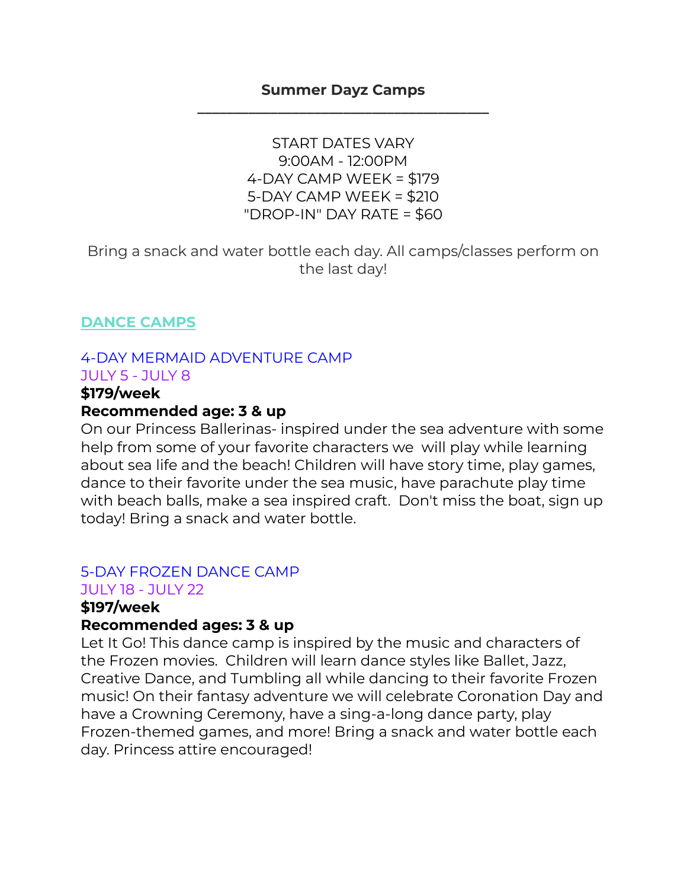# Summary Dayz Camps

START DATES VARY
9:00AM - 12:00PM
4-DAY CAMP WEEK = $179
5-DAY CAMP WEEK = $210
"DROP-IN" DAY RATE = $60

Bring a snack and water bottle each day. All camps/classes perform on the last day!

## DANCE CAMPS

### 4-DAY MERMAID ADVENTURE CAMP

JULY 5 - JULY 8

**$179/week**

**Recommended age: 3 & up**

On our Princess Ballerinas- inspired under the sea adventure with some help from some of your favorite characters we will play while learning about sea life and the beach! Children will have story time, play games, dance to their favorite under the sea music, have parachute play time with beach balls, make a sea inspired craft. Don't miss the boat, sign up today! Bring a snack and water bottle.

### 5-DAY FROZEN DANCE CAMP

JULY 18 - JULY 22

**$197/week**

**Recommended ages: 3 & up**

Let It Go! This dance camp is inspired by the music and characters of the Frozen movies. Children will learn dance styles like Ballet, Jazz, Creative Dance, and Tumbling all while dancing to their favorite Frozen music! On their fantasy adventure we will celebrate Coronation Day and have a Crowning Ceremony, have a sing-a-long dance party, play Frozen-themed games, and more! Bring a snack and water bottle each day. Princess attire encouraged!